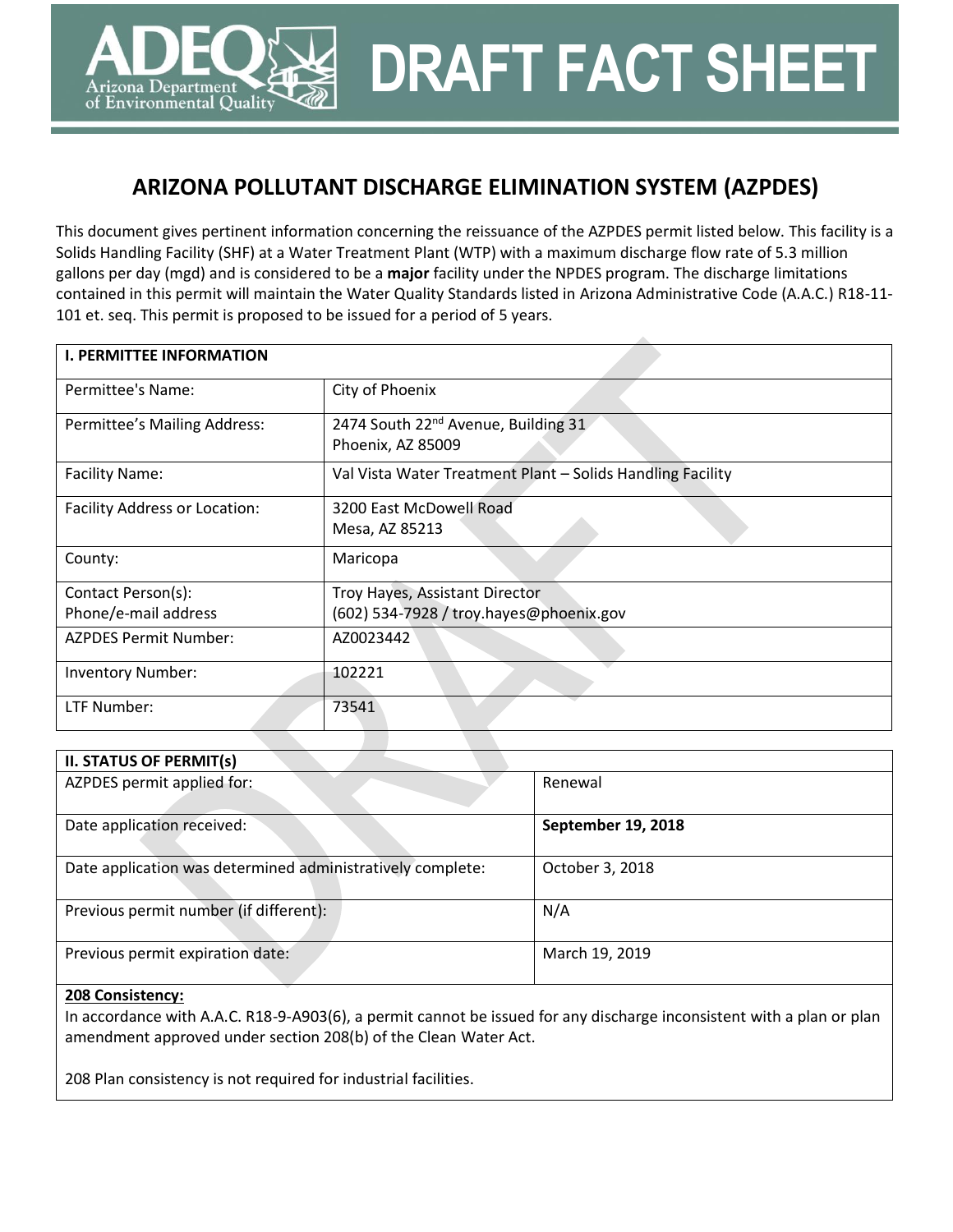# DRAFT FACT SHEET

## ARIZONA POLLUTANT DISCHARGE ELIMINATION SYSTEM (AZPDES)

This document gives pertinent information concerning the reissuance of the AZPDES permit listed below. This facility is a Solids Handling Facility (SHF) at a Water Treatment Plant (WTP) with a maximum discharge flow rate of 5.3 million gallons per day (mgd) and is considered to be a **major** facility under the NPDES program. The discharge limitations contained in this permit will maintain the Water Quality Standards listed in Arizona Administrative Code (A.A.C.) R18-11-101 et. seq. This permit is proposed to be issued for a period of 5 years.

| **I. PERMITTEE INFORMATION** | |
|---|---|
| Permittee's Name: | City of Phoenix |
| Permittee's Mailing Address: | 2474 South 22nd Avenue, Building 31<br>Phoenix, AZ 85009 |
| Facility Name: | Val Vista Water Treatment Plant – Solids Handling Facility |
| Facility Address or Location: | 3200 East McDowell Road<br>Mesa, AZ 85213 |
| County: | Maricopa |
| Contact Person(s):<br>Phone/e-mail address | Troy Hayes, Assistant Director<br>(602) 534-7928 / troy.hayes@phoenix.gov |
| AZPDES Permit Number: | AZ0023442 |
| Inventory Number: | 102221 |
| LTF Number: | 73541 |

| **II. STATUS OF PERMIT(s)** | |
|---|---|
| AZPDES permit applied for: | Renewal |
| Date application received: | **September 19, 2018** |
| Date application was determined administratively complete: | October 3, 2018 |
| Previous permit number (if different): | N/A |
| Previous permit expiration date: | March 19, 2019 |

**208 Consistency:**

In accordance with A.A.C. R18-9-A903(6), a permit cannot be issued for any discharge inconsistent with a plan or plan amendment approved under section 208(b) of the Clean Water Act.

208 Plan consistency is not required for industrial facilities.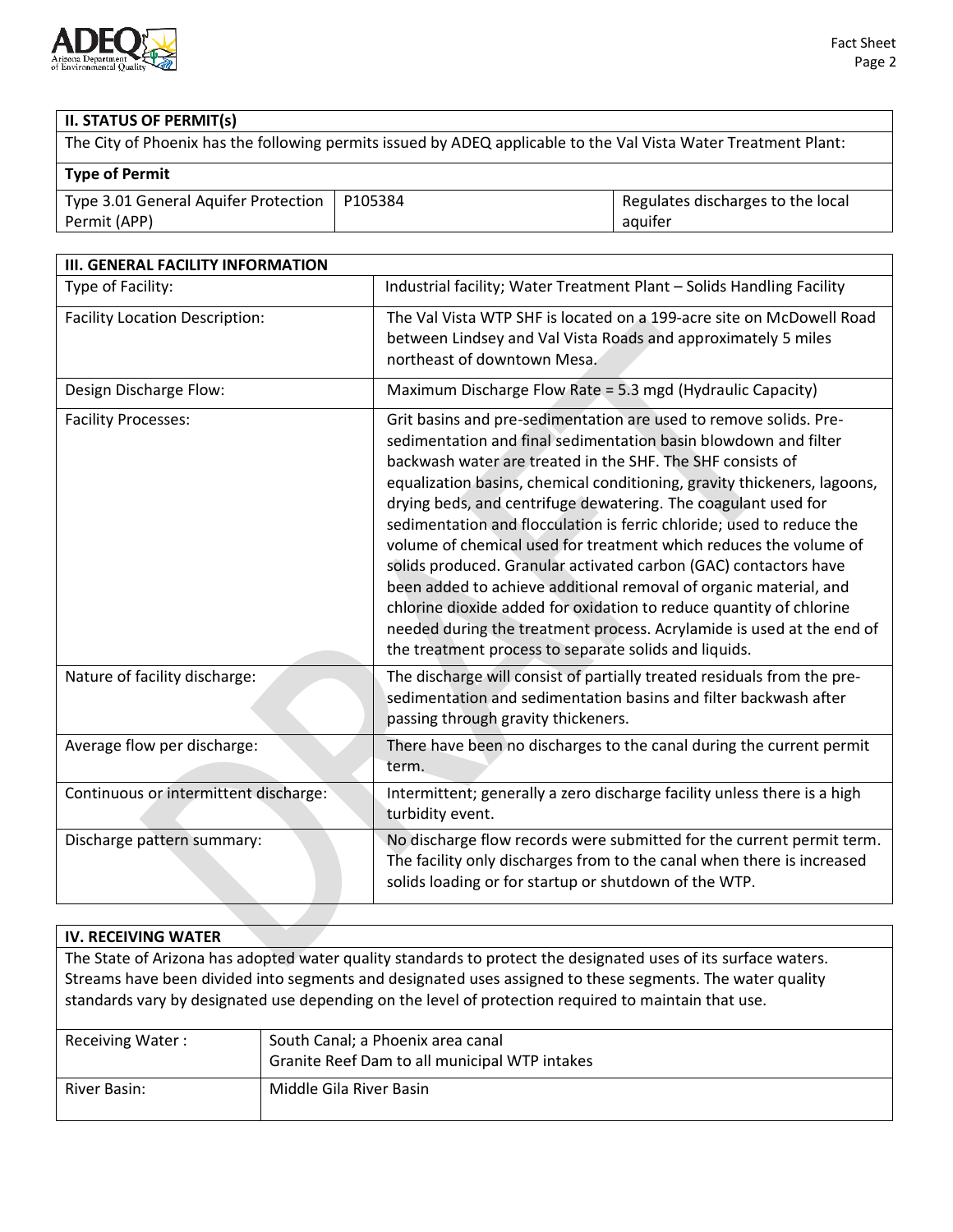## II. STATUS OF PERMIT(s)

The City of Phoenix has the following permits issued by ADEQ applicable to the Val Vista Water Treatment Plant:

| Type of Permit | | |
|---|---|---|
| Type 3.01 General Aquifer Protection Permit (APP) | P105384 | Regulates discharges to the local aquifer |

## III. GENERAL FACILITY INFORMATION

| | |
|---|---|
| Type of Facility: | Industrial facility; Water Treatment Plant – Solids Handling Facility |
| Facility Location Description: | The Val Vista WTP SHF is located on a 199-acre site on McDowell Road between Lindsey and Val Vista Roads and approximately 5 miles northeast of downtown Mesa. |
| Design Discharge Flow: | Maximum Discharge Flow Rate = 5.3 mgd (Hydraulic Capacity) |
| Facility Processes: | Grit basins and pre-sedimentation are used to remove solids. Pre-sedimentation and final sedimentation basin blowdown and filter backwash water are treated in the SHF. The SHF consists of equalization basins, chemical conditioning, gravity thickeners, lagoons, drying beds, and centrifuge dewatering. The coagulant used for sedimentation and flocculation is ferric chloride; used to reduce the volume of chemical used for treatment which reduces the volume of solids produced. Granular activated carbon (GAC) contactors have been added to achieve additional removal of organic material, and chlorine dioxide added for oxidation to reduce quantity of chlorine needed during the treatment process. Acrylamide is used at the end of the treatment process to separate solids and liquids. |
| Nature of facility discharge: | The discharge will consist of partially treated residuals from the pre-sedimentation and sedimentation basins and filter backwash after passing through gravity thickeners. |
| Average flow per discharge: | There have been no discharges to the canal during the current permit term. |
| Continuous or intermittent discharge: | Intermittent; generally a zero discharge facility unless there is a high turbidity event. |
| Discharge pattern summary: | No discharge flow records were submitted for the current permit term. The facility only discharges from to the canal when there is increased solids loading or for startup or shutdown of the WTP. |

## IV. RECEIVING WATER

The State of Arizona has adopted water quality standards to protect the designated uses of its surface waters. Streams have been divided into segments and designated uses assigned to these segments. The water quality standards vary by designated use depending on the level of protection required to maintain that use.

| | |
|---|---|
| Receiving Water : | South Canal; a Phoenix area canal<br>Granite Reef Dam to all municipal WTP intakes |
| River Basin: | Middle Gila River Basin |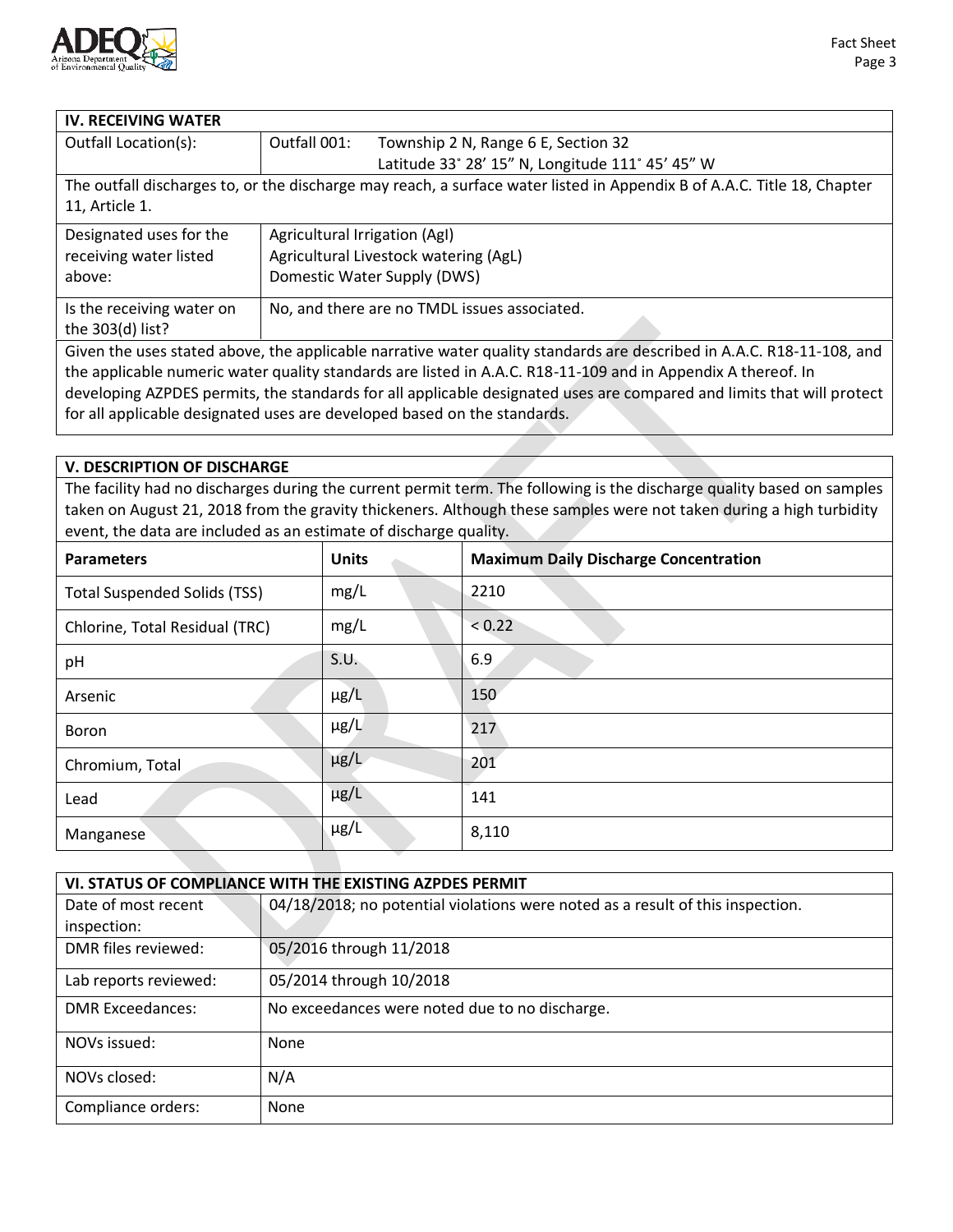## IV. RECEIVING WATER

| | | |
|---|---|---|
| Outfall Location(s): | Outfall 001: | Township 2 N, Range 6 E, Section 32<br>Latitude 33˚ 28' 15" N, Longitude 111˚ 45' 45" W |

The outfall discharges to, or the discharge may reach, a surface water listed in Appendix B of A.A.C. Title 18, Chapter 11, Article 1.

| | |
|---|---|
| Designated uses for the receiving water listed above: | Agricultural Irrigation (AgI)<br>Agricultural Livestock watering (AgL)<br>Domestic Water Supply (DWS) |
| Is the receiving water on the 303(d) list? | No, and there are no TMDL issues associated. |

Given the uses stated above, the applicable narrative water quality standards are described in A.A.C. R18-11-108, and the applicable numeric water quality standards are listed in A.A.C. R18-11-109 and in Appendix A thereof. In developing AZPDES permits, the standards for all applicable designated uses are compared and limits that will protect for all applicable designated uses are developed based on the standards.

## V. DESCRIPTION OF DISCHARGE

The facility had no discharges during the current permit term. The following is the discharge quality based on samples taken on August 21, 2018 from the gravity thickeners. Although these samples were not taken during a high turbidity event, the data are included as an estimate of discharge quality.

| Parameters | Units | Maximum Daily Discharge Concentration |
|---|---|---|
| Total Suspended Solids (TSS) | mg/L | 2210 |
| Chlorine, Total Residual (TRC) | mg/L | < 0.22 |
| pH | S.U. | 6.9 |
| Arsenic | µg/L | 150 |
| Boron | µg/L | 217 |
| Chromium, Total | µg/L | 201 |
| Lead | µg/L | 141 |
| Manganese | µg/L | 8,110 |

## VI. STATUS OF COMPLIANCE WITH THE EXISTING AZPDES PERMIT

| | |
|---|---|
| Date of most recent inspection: | 04/18/2018; no potential violations were noted as a result of this inspection. |
| DMR files reviewed: | 05/2016 through 11/2018 |
| Lab reports reviewed: | 05/2014 through 10/2018 |
| DMR Exceedances: | No exceedances were noted due to no discharge. |
| NOVs issued: | None |
| NOVs closed: | N/A |
| Compliance orders: | None |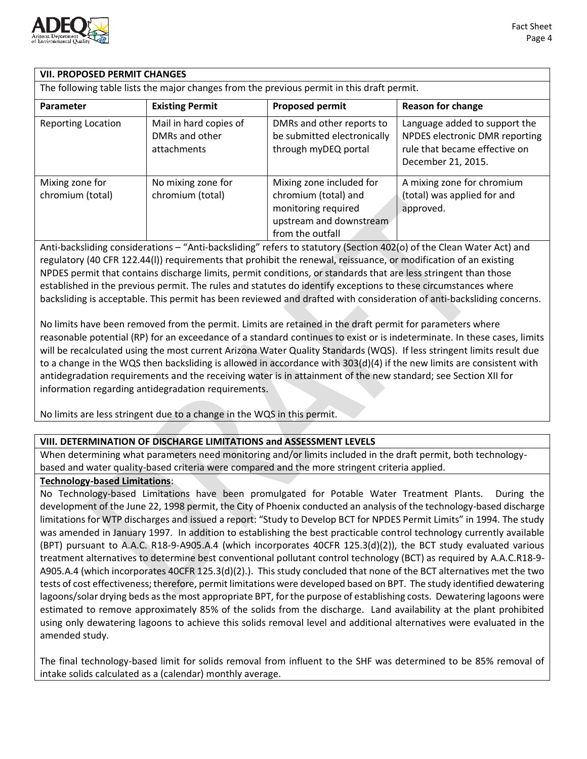## VII. PROPOSED PERMIT CHANGES

The following table lists the major changes from the previous permit in this draft permit.

| Parameter | Existing Permit | Proposed permit | Reason for change |
|---|---|---|---|
| Reporting Location | Mail in hard copies of DMRs and other attachments | DMRs and other reports to be submitted electronically through myDEQ portal | Language added to support the NPDES electronic DMR reporting rule that became effective on December 21, 2015. |
| Mixing zone for chromium (total) | No mixing zone for chromium (total) | Mixing zone included for chromium (total) and monitoring required upstream and downstream from the outfall | A mixing zone for chromium (total) was applied for and approved. |

Anti-backsliding considerations – "Anti-backsliding" refers to statutory (Section 402(o) of the Clean Water Act) and regulatory (40 CFR 122.44(l)) requirements that prohibit the renewal, reissuance, or modification of an existing NPDES permit that contains discharge limits, permit conditions, or standards that are less stringent than those established in the previous permit. The rules and statutes do identify exceptions to these circumstances where backsliding is acceptable. This permit has been reviewed and drafted with consideration of anti-backsliding concerns.

No limits have been removed from the permit. Limits are retained in the draft permit for parameters where reasonable potential (RP) for an exceedance of a standard continues to exist or is indeterminate. In these cases, limits will be recalculated using the most current Arizona Water Quality Standards (WQS). If less stringent limits result due to a change in the WQS then backsliding is allowed in accordance with 303(d)(4) if the new limits are consistent with antidegradation requirements and the receiving water is in attainment of the new standard; see Section XII for information regarding antidegradation requirements.

No limits are less stringent due to a change in the WQS in this permit.

## VIII. DETERMINATION OF DISCHARGE LIMITATIONS and ASSESSMENT LEVELS

When determining what parameters need monitoring and/or limits included in the draft permit, both technology-based and water quality-based criteria were compared and the more stringent criteria applied.

**Technology-based Limitations**:

No Technology-based Limitations have been promulgated for Potable Water Treatment Plants. During the development of the June 22, 1998 permit, the City of Phoenix conducted an analysis of the technology-based discharge limitations for WTP discharges and issued a report: "Study to Develop BCT for NPDES Permit Limits" in 1994. The study was amended in January 1997. In addition to establishing the best practicable control technology currently available (BPT) pursuant to A.A.C. R18-9-A905.A.4 (which incorporates 40CFR 125.3(d)(2)), the BCT study evaluated various treatment alternatives to determine best conventional pollutant control technology (BCT) as required by A.A.C.R18-9-A905.A.4 (which incorporates 40CFR 125.3(d)(2).). This study concluded that none of the BCT alternatives met the two tests of cost effectiveness; therefore, permit limitations were developed based on BPT. The study identified dewatering lagoons/solar drying beds as the most appropriate BPT, for the purpose of establishing costs. Dewatering lagoons were estimated to remove approximately 85% of the solids from the discharge. Land availability at the plant prohibited using only dewatering lagoons to achieve this solids removal level and additional alternatives were evaluated in the amended study.

The final technology-based limit for solids removal from influent to the SHF was determined to be 85% removal of intake solids calculated as a (calendar) monthly average.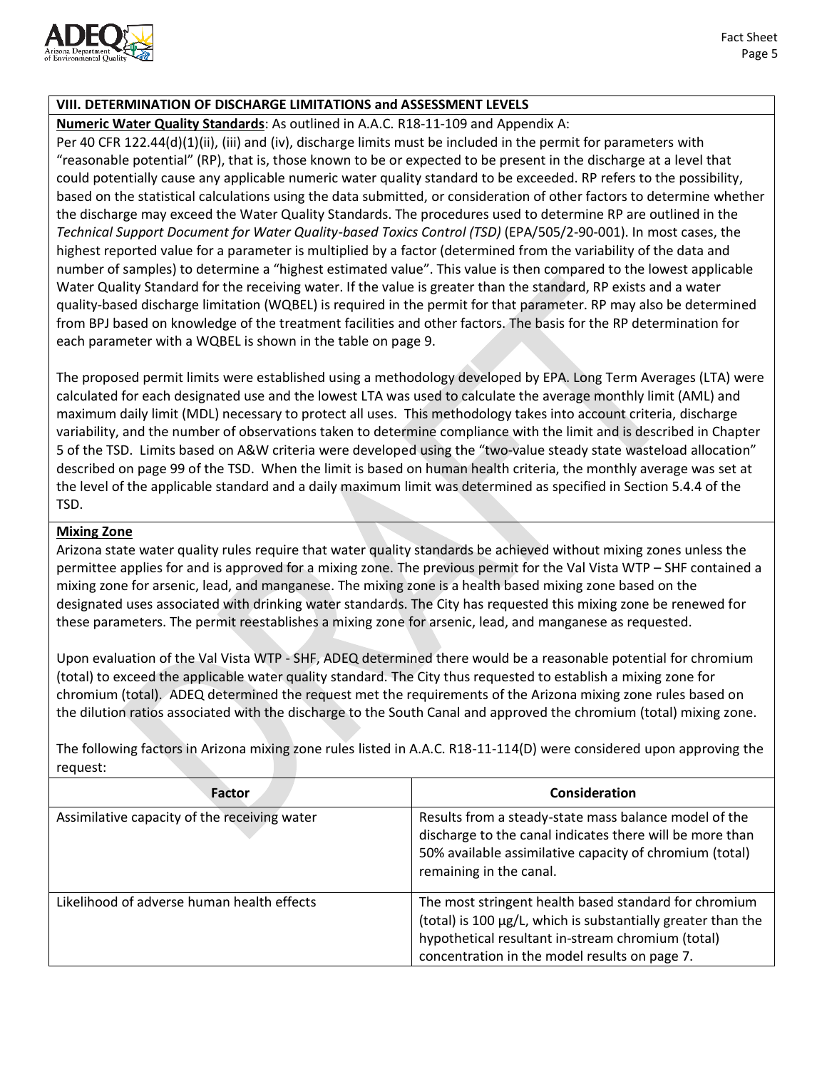## VIII. DETERMINATION OF DISCHARGE LIMITATIONS and ASSESSMENT LEVELS

**Numeric Water Quality Standards**: As outlined in A.A.C. R18-11-109 and Appendix A:

Per 40 CFR 122.44(d)(1)(ii), (iii) and (iv), discharge limits must be included in the permit for parameters with "reasonable potential" (RP), that is, those known to be or expected to be present in the discharge at a level that could potentially cause any applicable numeric water quality standard to be exceeded. RP refers to the possibility, based on the statistical calculations using the data submitted, or consideration of other factors to determine whether the discharge may exceed the Water Quality Standards. The procedures used to determine RP are outlined in the *Technical Support Document for Water Quality-based Toxics Control (TSD)* (EPA/505/2-90-001). In most cases, the highest reported value for a parameter is multiplied by a factor (determined from the variability of the data and number of samples) to determine a "highest estimated value". This value is then compared to the lowest applicable Water Quality Standard for the receiving water. If the value is greater than the standard, RP exists and a water quality-based discharge limitation (WQBEL) is required in the permit for that parameter. RP may also be determined from BPJ based on knowledge of the treatment facilities and other factors. The basis for the RP determination for each parameter with a WQBEL is shown in the table on page 9.

The proposed permit limits were established using a methodology developed by EPA. Long Term Averages (LTA) were calculated for each designated use and the lowest LTA was used to calculate the average monthly limit (AML) and maximum daily limit (MDL) necessary to protect all uses. This methodology takes into account criteria, discharge variability, and the number of observations taken to determine compliance with the limit and is described in Chapter 5 of the TSD. Limits based on A&W criteria were developed using the "two-value steady state wasteload allocation" described on page 99 of the TSD. When the limit is based on human health criteria, the monthly average was set at the level of the applicable standard and a daily maximum limit was determined as specified in Section 5.4.4 of the TSD.

**Mixing Zone**

Arizona state water quality rules require that water quality standards be achieved without mixing zones unless the permittee applies for and is approved for a mixing zone. The previous permit for the Val Vista WTP – SHF contained a mixing zone for arsenic, lead, and manganese. The mixing zone is a health based mixing zone based on the designated uses associated with drinking water standards. The City has requested this mixing zone be renewed for these parameters. The permit reestablishes a mixing zone for arsenic, lead, and manganese as requested.

Upon evaluation of the Val Vista WTP - SHF, ADEQ determined there would be a reasonable potential for chromium (total) to exceed the applicable water quality standard. The City thus requested to establish a mixing zone for chromium (total). ADEQ determined the request met the requirements of the Arizona mixing zone rules based on the dilution ratios associated with the discharge to the South Canal and approved the chromium (total) mixing zone.

The following factors in Arizona mixing zone rules listed in A.A.C. R18-11-114(D) were considered upon approving the request:

| Factor | Consideration |
|---|---|
| Assimilative capacity of the receiving water | Results from a steady-state mass balance model of the discharge to the canal indicates there will be more than 50% available assimilative capacity of chromium (total) remaining in the canal. |
| Likelihood of adverse human health effects | The most stringent health based standard for chromium (total) is 100 µg/L, which is substantially greater than the hypothetical resultant in-stream chromium (total) concentration in the model results on page 7. |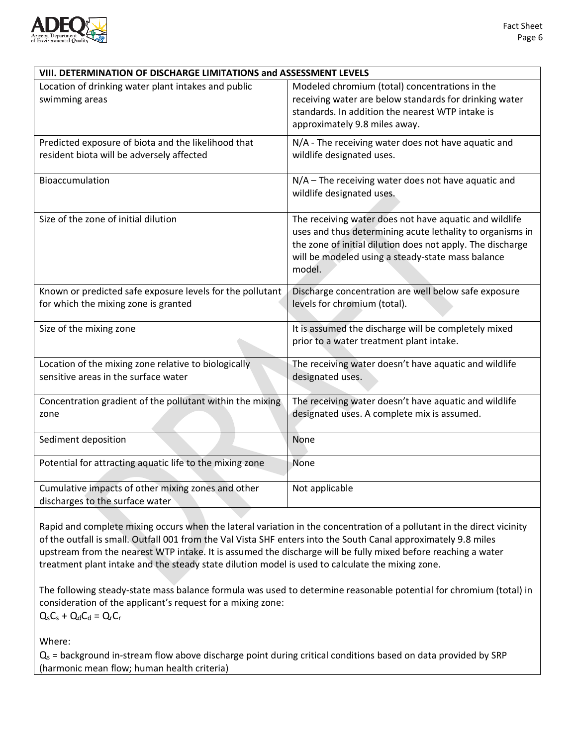| VIII. DETERMINATION OF DISCHARGE LIMITATIONS and ASSESSMENT LEVELS | |
|---|---|
| Location of drinking water plant intakes and public swimming areas | Modeled chromium (total) concentrations in the receiving water are below standards for drinking water standards. In addition the nearest WTP intake is approximately 9.8 miles away. |
| Predicted exposure of biota and the likelihood that resident biota will be adversely affected | N/A - The receiving water does not have aquatic and wildlife designated uses. |
| Bioaccumulation | N/A – The receiving water does not have aquatic and wildlife designated uses. |
| Size of the zone of initial dilution | The receiving water does not have aquatic and wildlife uses and thus determining acute lethality to organisms in the zone of initial dilution does not apply. The discharge will be modeled using a steady-state mass balance model. |
| Known or predicted safe exposure levels for the pollutant for which the mixing zone is granted | Discharge concentration are well below safe exposure levels for chromium (total). |
| Size of the mixing zone | It is assumed the discharge will be completely mixed prior to a water treatment plant intake. |
| Location of the mixing zone relative to biologically sensitive areas in the surface water | The receiving water doesn't have aquatic and wildlife designated uses. |
| Concentration gradient of the pollutant within the mixing zone | The receiving water doesn't have aquatic and wildlife designated uses. A complete mix is assumed. |
| Sediment deposition | None |
| Potential for attracting aquatic life to the mixing zone | None |
| Cumulative impacts of other mixing zones and other discharges to the surface water | Not applicable |

Rapid and complete mixing occurs when the lateral variation in the concentration of a pollutant in the direct vicinity of the outfall is small. Outfall 001 from the Val Vista SHF enters into the South Canal approximately 9.8 miles upstream from the nearest WTP intake. It is assumed the discharge will be fully mixed before reaching a water treatment plant intake and the steady state dilution model is used to calculate the mixing zone.

The following steady-state mass balance formula was used to determine reasonable potential for chromium (total) in consideration of the applicant's request for a mixing zone:

$$Q_sC_s + Q_dC_d = Q_rC_r$$

Where:

$Q_s$ = background in-stream flow above discharge point during critical conditions based on data provided by SRP (harmonic mean flow; human health criteria)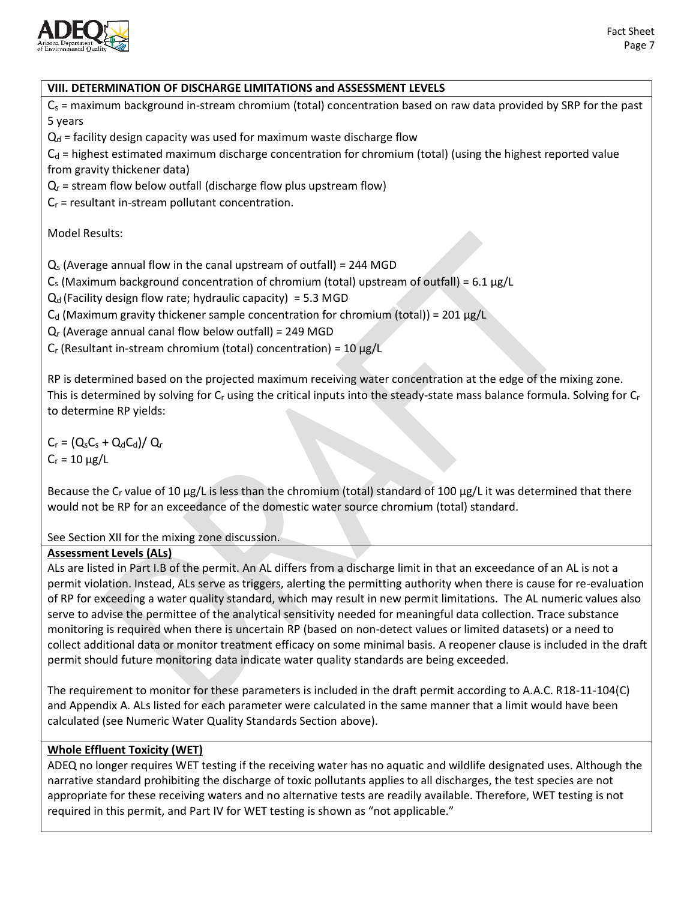## VIII. DETERMINATION OF DISCHARGE LIMITATIONS and ASSESSMENT LEVELS

$C_s$ = maximum background in-stream chromium (total) concentration based on raw data provided by SRP for the past 5 years

$Q_d$ = facility design capacity was used for maximum waste discharge flow

$C_d$ = highest estimated maximum discharge concentration for chromium (total) (using the highest reported value from gravity thickener data)

$Q_r$ = stream flow below outfall (discharge flow plus upstream flow)

$C_r$ = resultant in-stream pollutant concentration.

Model Results:

$Q_s$ (Average annual flow in the canal upstream of outfall) = 244 MGD

$C_s$ (Maximum background concentration of chromium (total) upstream of outfall) = 6.1 µg/L

$Q_d$ (Facility design flow rate; hydraulic capacity) = 5.3 MGD

$C_d$ (Maximum gravity thickener sample concentration for chromium (total)) = 201 µg/L

$Q_r$ (Average annual canal flow below outfall) = 249 MGD

$C_r$ (Resultant in-stream chromium (total) concentration) = 10 µg/L

RP is determined based on the projected maximum receiving water concentration at the edge of the mixing zone. This is determined by solving for $C_r$ using the critical inputs into the steady-state mass balance formula. Solving for $C_r$ to determine RP yields:

$$C_r = (Q_sC_s + Q_dC_d)/\ Q_r$$

$$C_r = 10\ \mu g/L$$

Because the $C_r$ value of 10 µg/L is less than the chromium (total) standard of 100 µg/L it was determined that there would not be RP for an exceedance of the domestic water source chromium (total) standard.

See Section XII for the mixing zone discussion.

**Assessment Levels (ALs)**

ALs are listed in Part I.B of the permit. An AL differs from a discharge limit in that an exceedance of an AL is not a permit violation. Instead, ALs serve as triggers, alerting the permitting authority when there is cause for re-evaluation of RP for exceeding a water quality standard, which may result in new permit limitations. The AL numeric values also serve to advise the permittee of the analytical sensitivity needed for meaningful data collection. Trace substance monitoring is required when there is uncertain RP (based on non-detect values or limited datasets) or a need to collect additional data or monitor treatment efficacy on some minimal basis. A reopener clause is included in the draft permit should future monitoring data indicate water quality standards are being exceeded.

The requirement to monitor for these parameters is included in the draft permit according to A.A.C. R18-11-104(C) and Appendix A. ALs listed for each parameter were calculated in the same manner that a limit would have been calculated (see Numeric Water Quality Standards Section above).

**Whole Effluent Toxicity (WET)**

ADEQ no longer requires WET testing if the receiving water has no aquatic and wildlife designated uses. Although the narrative standard prohibiting the discharge of toxic pollutants applies to all discharges, the test species are not appropriate for these receiving waters and no alternative tests are readily available. Therefore, WET testing is not required in this permit, and Part IV for WET testing is shown as "not applicable."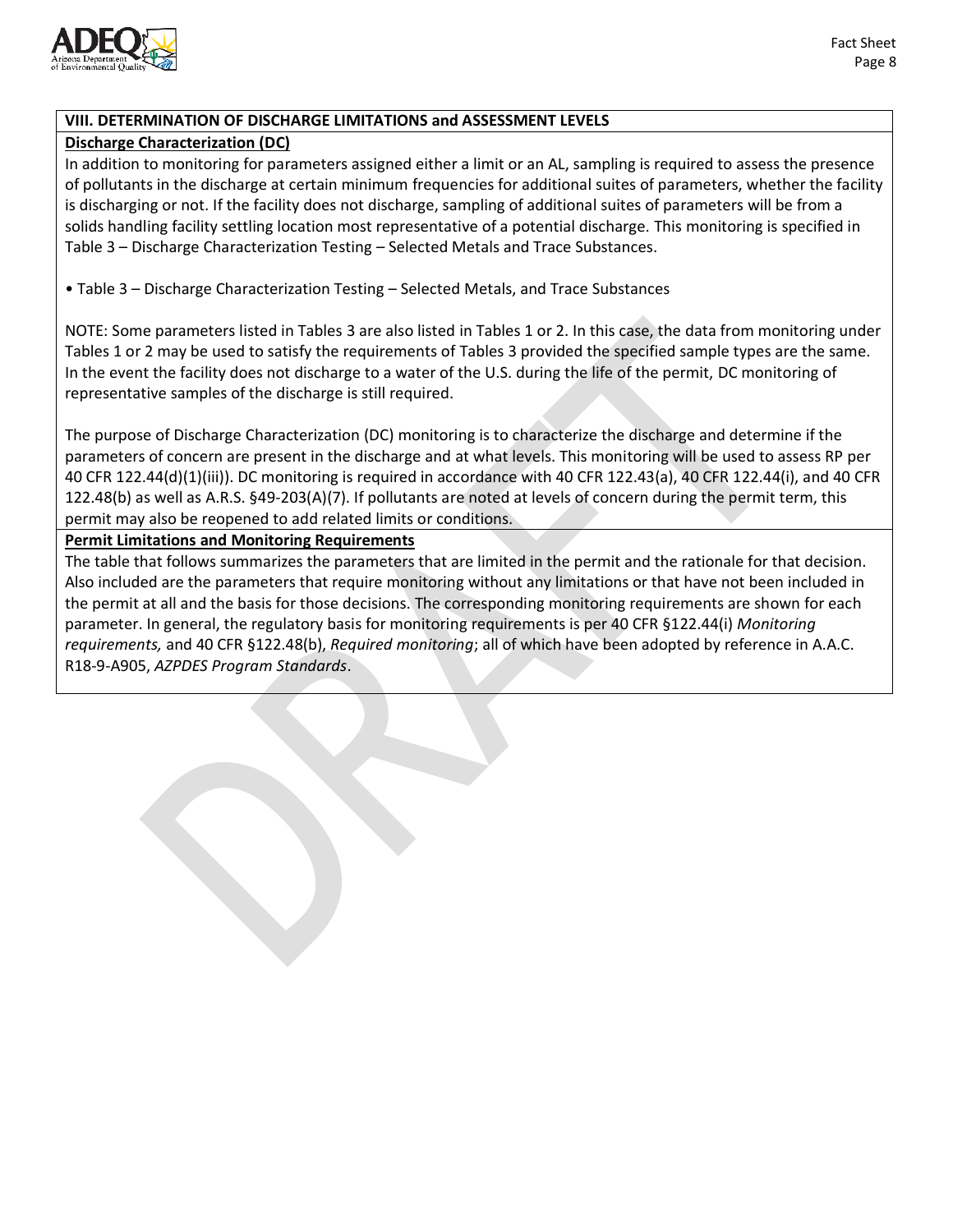## VIII. DETERMINATION OF DISCHARGE LIMITATIONS and ASSESSMENT LEVELS

**Discharge Characterization (DC)**

In addition to monitoring for parameters assigned either a limit or an AL, sampling is required to assess the presence of pollutants in the discharge at certain minimum frequencies for additional suites of parameters, whether the facility is discharging or not. If the facility does not discharge, sampling of additional suites of parameters will be from a solids handling facility settling location most representative of a potential discharge. This monitoring is specified in Table 3 – Discharge Characterization Testing – Selected Metals and Trace Substances.

- Table 3 – Discharge Characterization Testing – Selected Metals, and Trace Substances

NOTE: Some parameters listed in Tables 3 are also listed in Tables 1 or 2. In this case, the data from monitoring under Tables 1 or 2 may be used to satisfy the requirements of Tables 3 provided the specified sample types are the same. In the event the facility does not discharge to a water of the U.S. during the life of the permit, DC monitoring of representative samples of the discharge is still required.

The purpose of Discharge Characterization (DC) monitoring is to characterize the discharge and determine if the parameters of concern are present in the discharge and at what levels. This monitoring will be used to assess RP per 40 CFR 122.44(d)(1)(iii)). DC monitoring is required in accordance with 40 CFR 122.43(a), 40 CFR 122.44(i), and 40 CFR 122.48(b) as well as A.R.S. §49-203(A)(7). If pollutants are noted at levels of concern during the permit term, this permit may also be reopened to add related limits or conditions.

**Permit Limitations and Monitoring Requirements**

The table that follows summarizes the parameters that are limited in the permit and the rationale for that decision. Also included are the parameters that require monitoring without any limitations or that have not been included in the permit at all and the basis for those decisions. The corresponding monitoring requirements are shown for each parameter. In general, the regulatory basis for monitoring requirements is per 40 CFR §122.44(i) *Monitoring requirements,* and 40 CFR §122.48(b), *Required monitoring*; all of which have been adopted by reference in A.A.C. R18-9-A905, *AZPDES Program Standards*.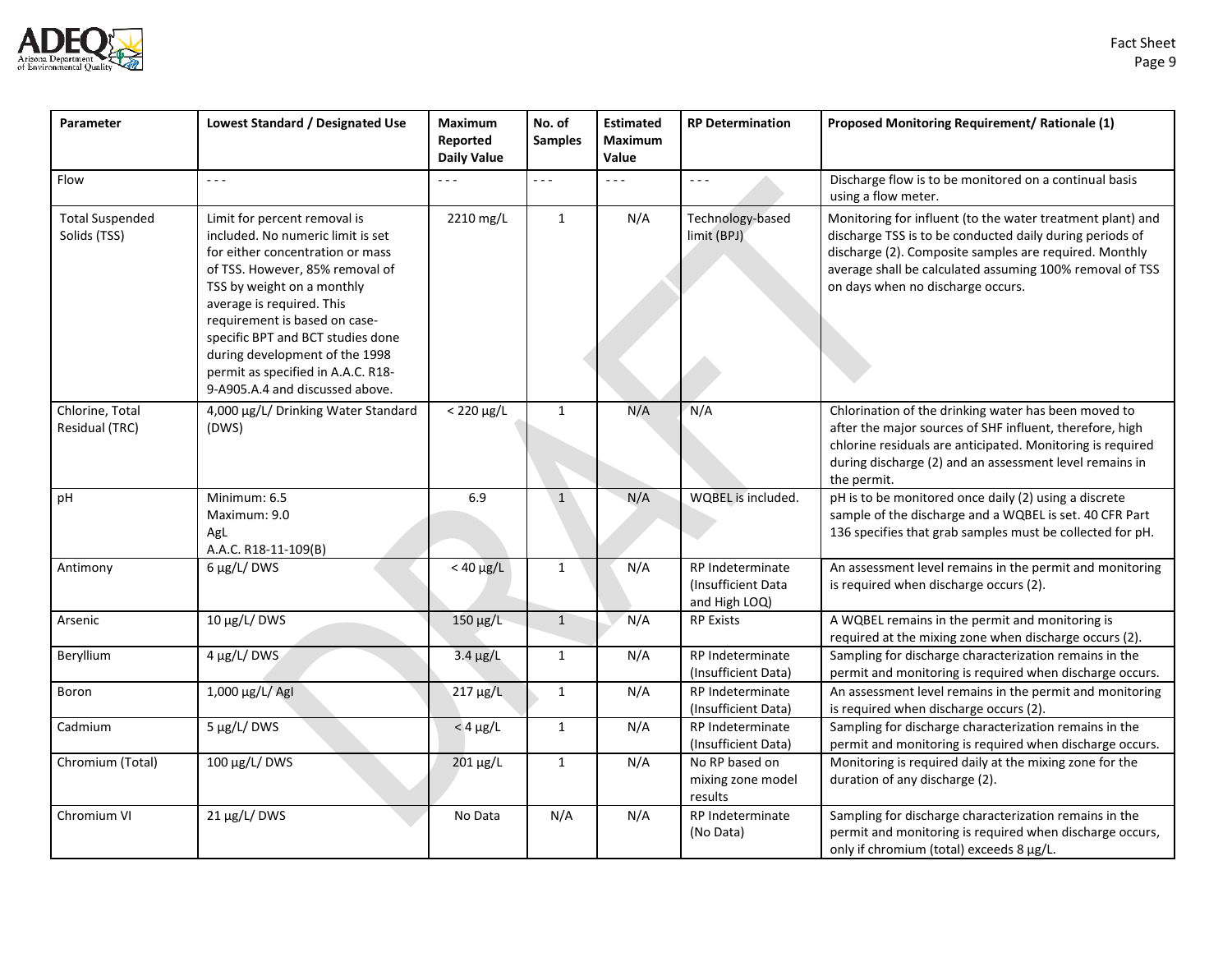| Parameter | Lowest Standard / Designated Use | Maximum Reported Daily Value | No. of Samples | Estimated Maximum Value | RP Determination | Proposed Monitoring Requirement/ Rationale (1) |
|---|---|---|---|---|---|---|
| Flow | - - - | - - - | - - - | - - - | - - - | Discharge flow is to be monitored on a continual basis using a flow meter. |
| Total Suspended Solids (TSS) | Limit for percent removal is included. No numeric limit is set for either concentration or mass of TSS. However, 85% removal of TSS by weight on a monthly average is required. This requirement is based on case-specific BPT and BCT studies done during development of the 1998 permit as specified in A.A.C. R18-9-A905.A.4 and discussed above. | 2210 mg/L | 1 | N/A | Technology-based limit (BPJ) | Monitoring for influent (to the water treatment plant) and discharge TSS is to be conducted daily during periods of discharge (2). Composite samples are required. Monthly average shall be calculated assuming 100% removal of TSS on days when no discharge occurs. |
| Chlorine, Total Residual (TRC) | 4,000 µg/L/ Drinking Water Standard (DWS) | < 220 µg/L | 1 | N/A | N/A | Chlorination of the drinking water has been moved to after the major sources of SHF influent, therefore, high chlorine residuals are anticipated. Monitoring is required during discharge (2) and an assessment level remains in the permit. |
| pH | Minimum: 6.5<br>Maximum: 9.0<br>AgL<br>A.A.C. R18-11-109(B) | 6.9 | 1 | N/A | WQBEL is included. | pH is to be monitored once daily (2) using a discrete sample of the discharge and a WQBEL is set. 40 CFR Part 136 specifies that grab samples must be collected for pH. |
| Antimony | 6 µg/L/ DWS | < 40 µg/L | 1 | N/A | RP Indeterminate (Insufficient Data and High LOQ) | An assessment level remains in the permit and monitoring is required when discharge occurs (2). |
| Arsenic | 10 µg/L/ DWS | 150 µg/L | 1 | N/A | RP Exists | A WQBEL remains in the permit and monitoring is required at the mixing zone when discharge occurs (2). |
| Beryllium | 4 µg/L/ DWS | 3.4 µg/L | 1 | N/A | RP Indeterminate (Insufficient Data) | Sampling for discharge characterization remains in the permit and monitoring is required when discharge occurs. |
| Boron | 1,000 µg/L/ Agl | 217 µg/L | 1 | N/A | RP Indeterminate (Insufficient Data) | An assessment level remains in the permit and monitoring is required when discharge occurs (2). |
| Cadmium | 5 µg/L/ DWS | < 4 µg/L | 1 | N/A | RP Indeterminate (Insufficient Data) | Sampling for discharge characterization remains in the permit and monitoring is required when discharge occurs. |
| Chromium (Total) | 100 µg/L/ DWS | 201 µg/L | 1 | N/A | No RP based on mixing zone model results | Monitoring is required daily at the mixing zone for the duration of any discharge (2). |
| Chromium VI | 21 µg/L/ DWS | No Data | N/A | N/A | RP Indeterminate (No Data) | Sampling for discharge characterization remains in the permit and monitoring is required when discharge occurs, only if chromium (total) exceeds 8 µg/L. |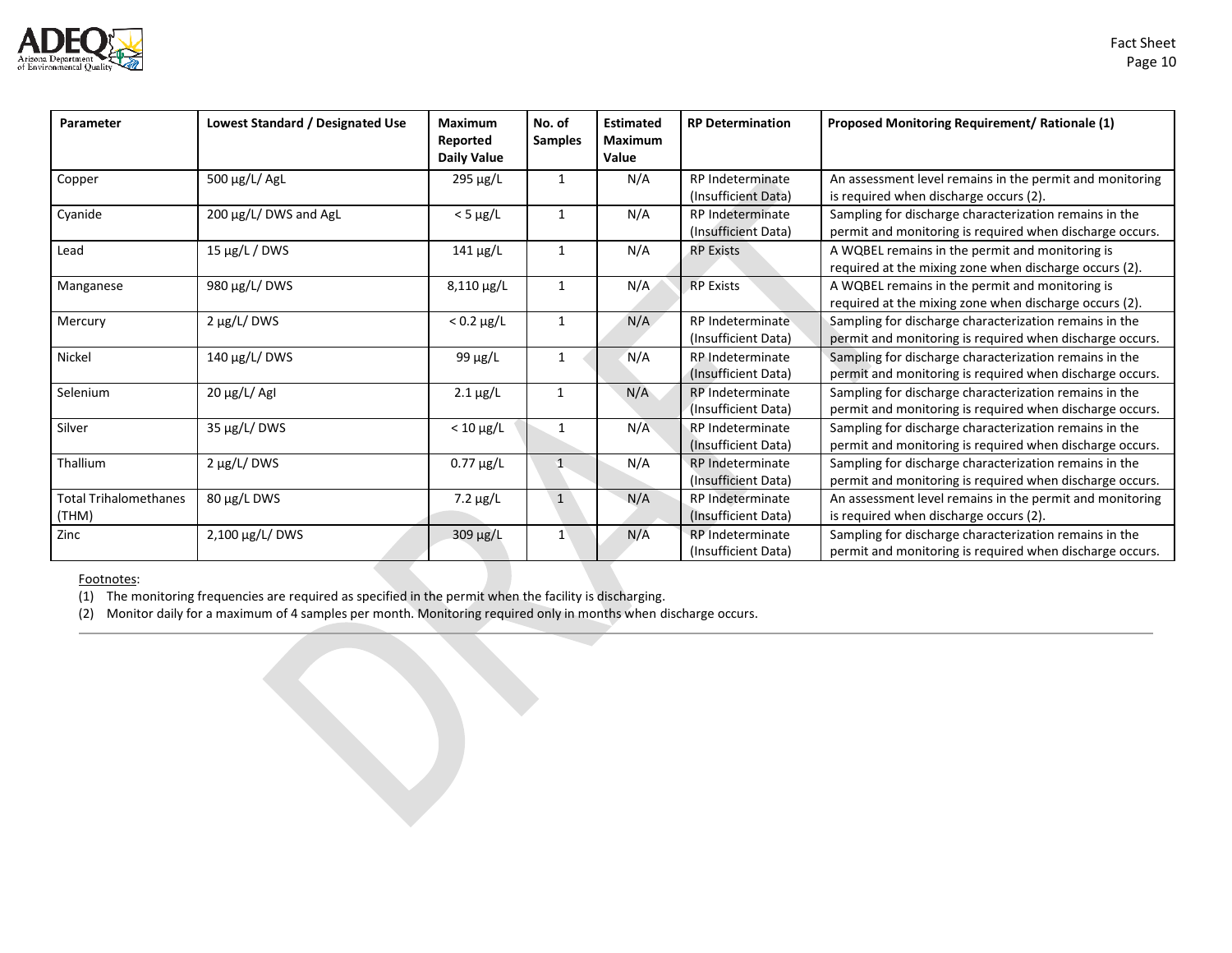| Parameter | Lowest Standard / Designated Use | Maximum Reported Daily Value | No. of Samples | Estimated Maximum Value | RP Determination | Proposed Monitoring Requirement/ Rationale (1) |
|---|---|---|---|---|---|---|
| Copper | 500 µg/L/ AgL | 295 µg/L | 1 | N/A | RP Indeterminate (Insufficient Data) | An assessment level remains in the permit and monitoring is required when discharge occurs (2). |
| Cyanide | 200 µg/L/ DWS and AgL | < 5 µg/L | 1 | N/A | RP Indeterminate (Insufficient Data) | Sampling for discharge characterization remains in the permit and monitoring is required when discharge occurs. |
| Lead | 15 µg/L / DWS | 141 µg/L | 1 | N/A | RP Exists | A WQBEL remains in the permit and monitoring is required at the mixing zone when discharge occurs (2). |
| Manganese | 980 µg/L/ DWS | 8,110 µg/L | 1 | N/A | RP Exists | A WQBEL remains in the permit and monitoring is required at the mixing zone when discharge occurs (2). |
| Mercury | 2 µg/L/ DWS | < 0.2 µg/L | 1 | N/A | RP Indeterminate (Insufficient Data) | Sampling for discharge characterization remains in the permit and monitoring is required when discharge occurs. |
| Nickel | 140 µg/L/ DWS | 99 µg/L | 1 | N/A | RP Indeterminate (Insufficient Data) | Sampling for discharge characterization remains in the permit and monitoring is required when discharge occurs. |
| Selenium | 20 µg/L/ AgI | 2.1 µg/L | 1 | N/A | RP Indeterminate (Insufficient Data) | Sampling for discharge characterization remains in the permit and monitoring is required when discharge occurs. |
| Silver | 35 µg/L/ DWS | < 10 µg/L | 1 | N/A | RP Indeterminate (Insufficient Data) | Sampling for discharge characterization remains in the permit and monitoring is required when discharge occurs. |
| Thallium | 2 µg/L/ DWS | 0.77 µg/L | 1 | N/A | RP Indeterminate (Insufficient Data) | Sampling for discharge characterization remains in the permit and monitoring is required when discharge occurs. |
| Total Trihalomethanes (THM) | 80 µg/L DWS | 7.2 µg/L | 1 | N/A | RP Indeterminate (Insufficient Data) | An assessment level remains in the permit and monitoring is required when discharge occurs (2). |
| Zinc | 2,100 µg/L/ DWS | 309 µg/L | 1 | N/A | RP Indeterminate (Insufficient Data) | Sampling for discharge characterization remains in the permit and monitoring is required when discharge occurs. |

Footnotes:

(1) The monitoring frequencies are required as specified in the permit when the facility is discharging.

(2) Monitor daily for a maximum of 4 samples per month. Monitoring required only in months when discharge occurs.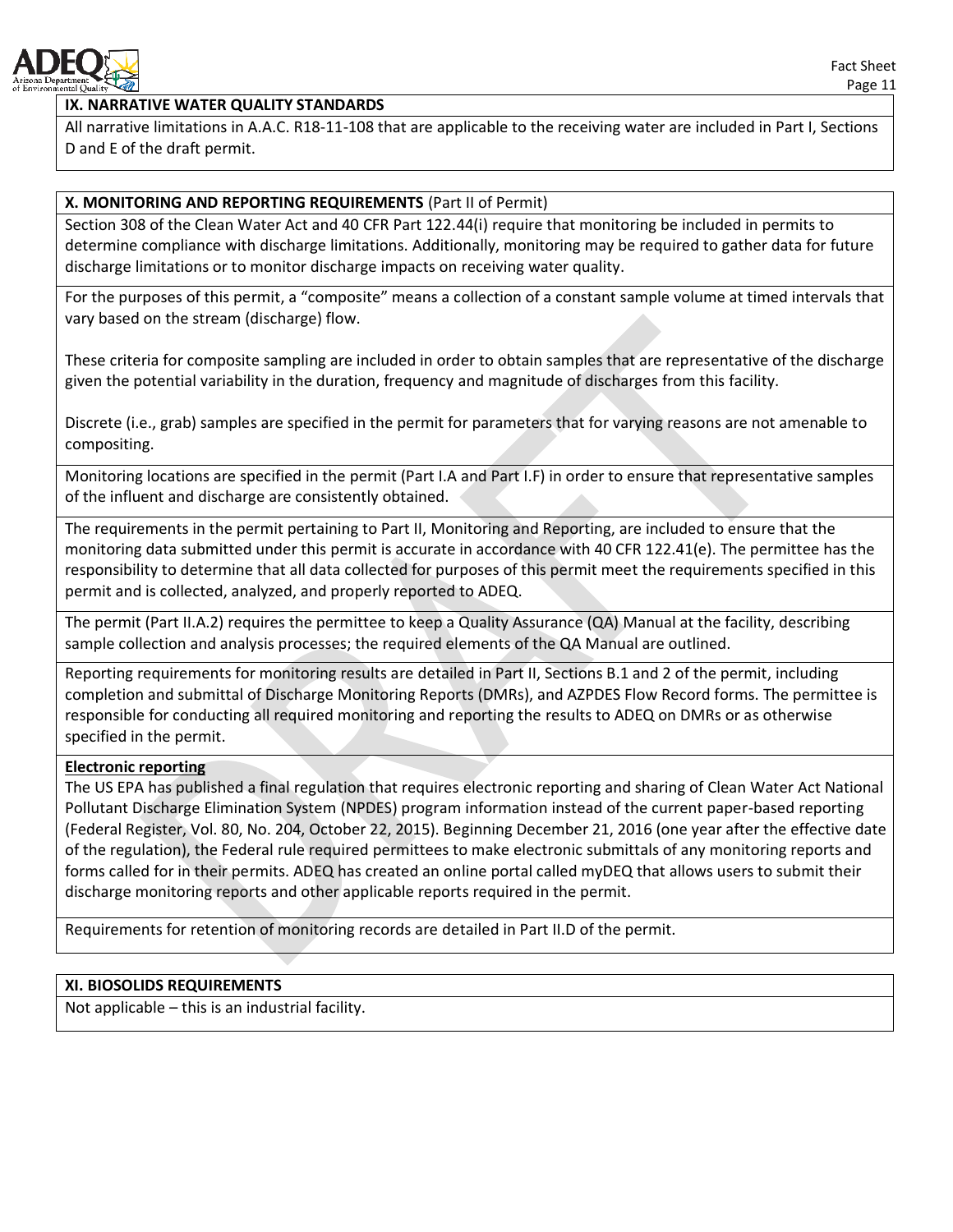## IX. NARRATIVE WATER QUALITY STANDARDS

All narrative limitations in A.A.C. R18-11-108 that are applicable to the receiving water are included in Part I, Sections D and E of the draft permit.

## X. MONITORING AND REPORTING REQUIREMENTS (Part II of Permit)

Section 308 of the Clean Water Act and 40 CFR Part 122.44(i) require that monitoring be included in permits to determine compliance with discharge limitations. Additionally, monitoring may be required to gather data for future discharge limitations or to monitor discharge impacts on receiving water quality.

For the purposes of this permit, a "composite" means a collection of a constant sample volume at timed intervals that vary based on the stream (discharge) flow.

These criteria for composite sampling are included in order to obtain samples that are representative of the discharge given the potential variability in the duration, frequency and magnitude of discharges from this facility.

Discrete (i.e., grab) samples are specified in the permit for parameters that for varying reasons are not amenable to compositing.

Monitoring locations are specified in the permit (Part I.A and Part I.F) in order to ensure that representative samples of the influent and discharge are consistently obtained.

The requirements in the permit pertaining to Part II, Monitoring and Reporting, are included to ensure that the monitoring data submitted under this permit is accurate in accordance with 40 CFR 122.41(e). The permittee has the responsibility to determine that all data collected for purposes of this permit meet the requirements specified in this permit and is collected, analyzed, and properly reported to ADEQ.

The permit (Part II.A.2) requires the permittee to keep a Quality Assurance (QA) Manual at the facility, describing sample collection and analysis processes; the required elements of the QA Manual are outlined.

Reporting requirements for monitoring results are detailed in Part II, Sections B.1 and 2 of the permit, including completion and submittal of Discharge Monitoring Reports (DMRs), and AZPDES Flow Record forms. The permittee is responsible for conducting all required monitoring and reporting the results to ADEQ on DMRs or as otherwise specified in the permit.

**Electronic reporting**

The US EPA has published a final regulation that requires electronic reporting and sharing of Clean Water Act National Pollutant Discharge Elimination System (NPDES) program information instead of the current paper-based reporting (Federal Register, Vol. 80, No. 204, October 22, 2015). Beginning December 21, 2016 (one year after the effective date of the regulation), the Federal rule required permittees to make electronic submittals of any monitoring reports and forms called for in their permits. ADEQ has created an online portal called myDEQ that allows users to submit their discharge monitoring reports and other applicable reports required in the permit.

Requirements for retention of monitoring records are detailed in Part II.D of the permit.

## XI. BIOSOLIDS REQUIREMENTS

Not applicable – this is an industrial facility.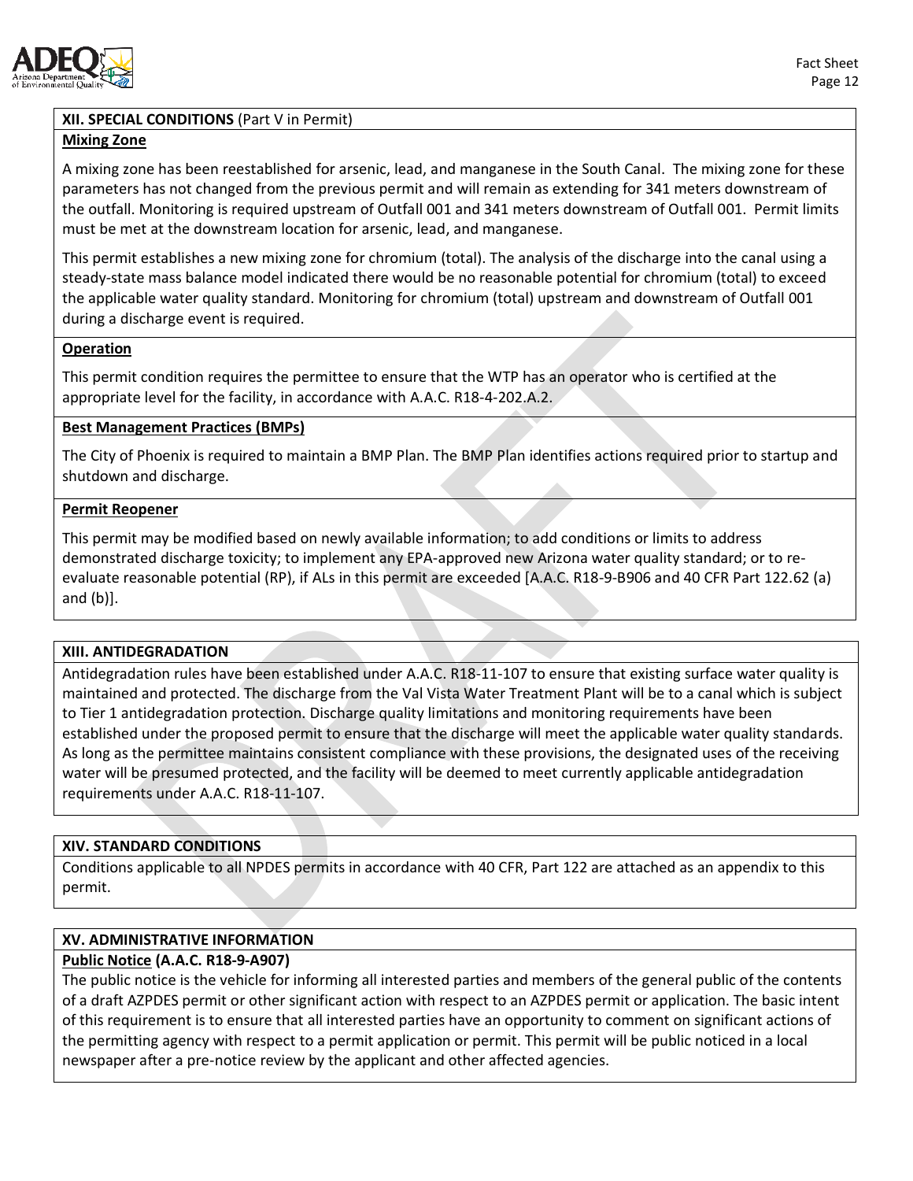## XII. SPECIAL CONDITIONS (Part V in Permit)

**Mixing Zone**

A mixing zone has been reestablished for arsenic, lead, and manganese in the South Canal. The mixing zone for these parameters has not changed from the previous permit and will remain as extending for 341 meters downstream of the outfall. Monitoring is required upstream of Outfall 001 and 341 meters downstream of Outfall 001. Permit limits must be met at the downstream location for arsenic, lead, and manganese.

This permit establishes a new mixing zone for chromium (total). The analysis of the discharge into the canal using a steady-state mass balance model indicated there would be no reasonable potential for chromium (total) to exceed the applicable water quality standard. Monitoring for chromium (total) upstream and downstream of Outfall 001 during a discharge event is required.

**Operation**

This permit condition requires the permittee to ensure that the WTP has an operator who is certified at the appropriate level for the facility, in accordance with A.A.C. R18-4-202.A.2.

**Best Management Practices (BMPs)**

The City of Phoenix is required to maintain a BMP Plan. The BMP Plan identifies actions required prior to startup and shutdown and discharge.

**Permit Reopener**

This permit may be modified based on newly available information; to add conditions or limits to address demonstrated discharge toxicity; to implement any EPA-approved new Arizona water quality standard; or to re-evaluate reasonable potential (RP), if ALs in this permit are exceeded [A.A.C. R18-9-B906 and 40 CFR Part 122.62 (a) and (b)].

## XIII. ANTIDEGRADATION

Antidegradation rules have been established under A.A.C. R18-11-107 to ensure that existing surface water quality is maintained and protected. The discharge from the Val Vista Water Treatment Plant will be to a canal which is subject to Tier 1 antidegradation protection. Discharge quality limitations and monitoring requirements have been established under the proposed permit to ensure that the discharge will meet the applicable water quality standards. As long as the permittee maintains consistent compliance with these provisions, the designated uses of the receiving water will be presumed protected, and the facility will be deemed to meet currently applicable antidegradation requirements under A.A.C. R18-11-107.

## XIV. STANDARD CONDITIONS

Conditions applicable to all NPDES permits in accordance with 40 CFR, Part 122 are attached as an appendix to this permit.

## XV. ADMINISTRATIVE INFORMATION

**Public Notice (A.A.C. R18-9-A907)**

The public notice is the vehicle for informing all interested parties and members of the general public of the contents of a draft AZPDES permit or other significant action with respect to an AZPDES permit or application. The basic intent of this requirement is to ensure that all interested parties have an opportunity to comment on significant actions of the permitting agency with respect to a permit application or permit. This permit will be public noticed in a local newspaper after a pre-notice review by the applicant and other affected agencies.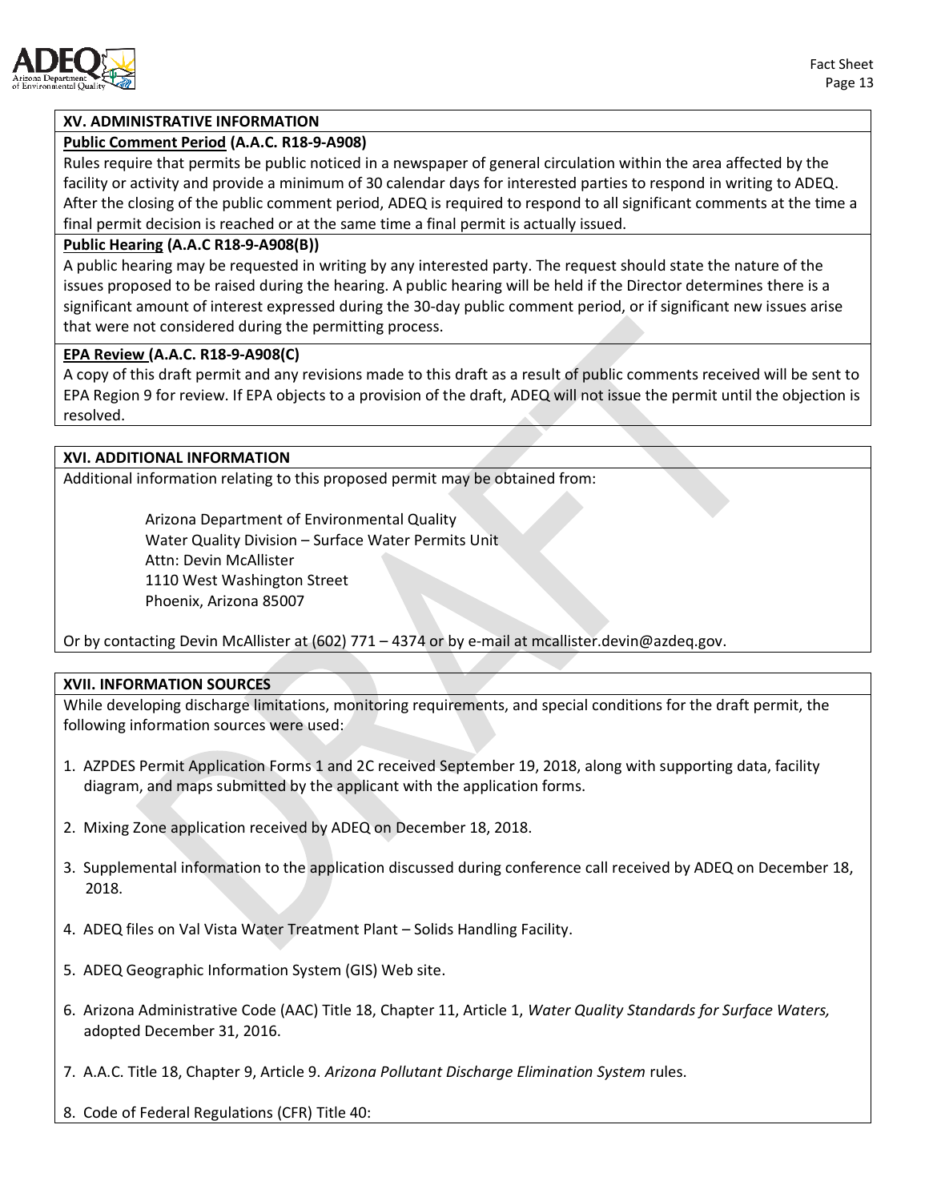## XV. ADMINISTRATIVE INFORMATION

**Public Comment Period (A.A.C. R18-9-A908)**

Rules require that permits be public noticed in a newspaper of general circulation within the area affected by the facility or activity and provide a minimum of 30 calendar days for interested parties to respond in writing to ADEQ. After the closing of the public comment period, ADEQ is required to respond to all significant comments at the time a final permit decision is reached or at the same time a final permit is actually issued.

**Public Hearing (A.A.C R18-9-A908(B))**

A public hearing may be requested in writing by any interested party. The request should state the nature of the issues proposed to be raised during the hearing. A public hearing will be held if the Director determines there is a significant amount of interest expressed during the 30-day public comment period, or if significant new issues arise that were not considered during the permitting process.

**EPA Review (A.A.C. R18-9-A908(C)**

A copy of this draft permit and any revisions made to this draft as a result of public comments received will be sent to EPA Region 9 for review. If EPA objects to a provision of the draft, ADEQ will not issue the permit until the objection is resolved.

## XVI. ADDITIONAL INFORMATION

Additional information relating to this proposed permit may be obtained from:

Arizona Department of Environmental Quality
Water Quality Division – Surface Water Permits Unit
Attn: Devin McAllister
1110 West Washington Street
Phoenix, Arizona 85007

Or by contacting Devin McAllister at (602) 771 – 4374 or by e-mail at mcallister.devin@azdeq.gov.

## XVII. INFORMATION SOURCES

While developing discharge limitations, monitoring requirements, and special conditions for the draft permit, the following information sources were used:

1. AZPDES Permit Application Forms 1 and 2C received September 19, 2018, along with supporting data, facility diagram, and maps submitted by the applicant with the application forms.
2. Mixing Zone application received by ADEQ on December 18, 2018.
3. Supplemental information to the application discussed during conference call received by ADEQ on December 18, 2018.
4. ADEQ files on Val Vista Water Treatment Plant – Solids Handling Facility.
5. ADEQ Geographic Information System (GIS) Web site.
6. Arizona Administrative Code (AAC) Title 18, Chapter 11, Article 1, *Water Quality Standards for Surface Waters,* adopted December 31, 2016.
7. A.A.C. Title 18, Chapter 9, Article 9. *Arizona Pollutant Discharge Elimination System* rules.
8. Code of Federal Regulations (CFR) Title 40: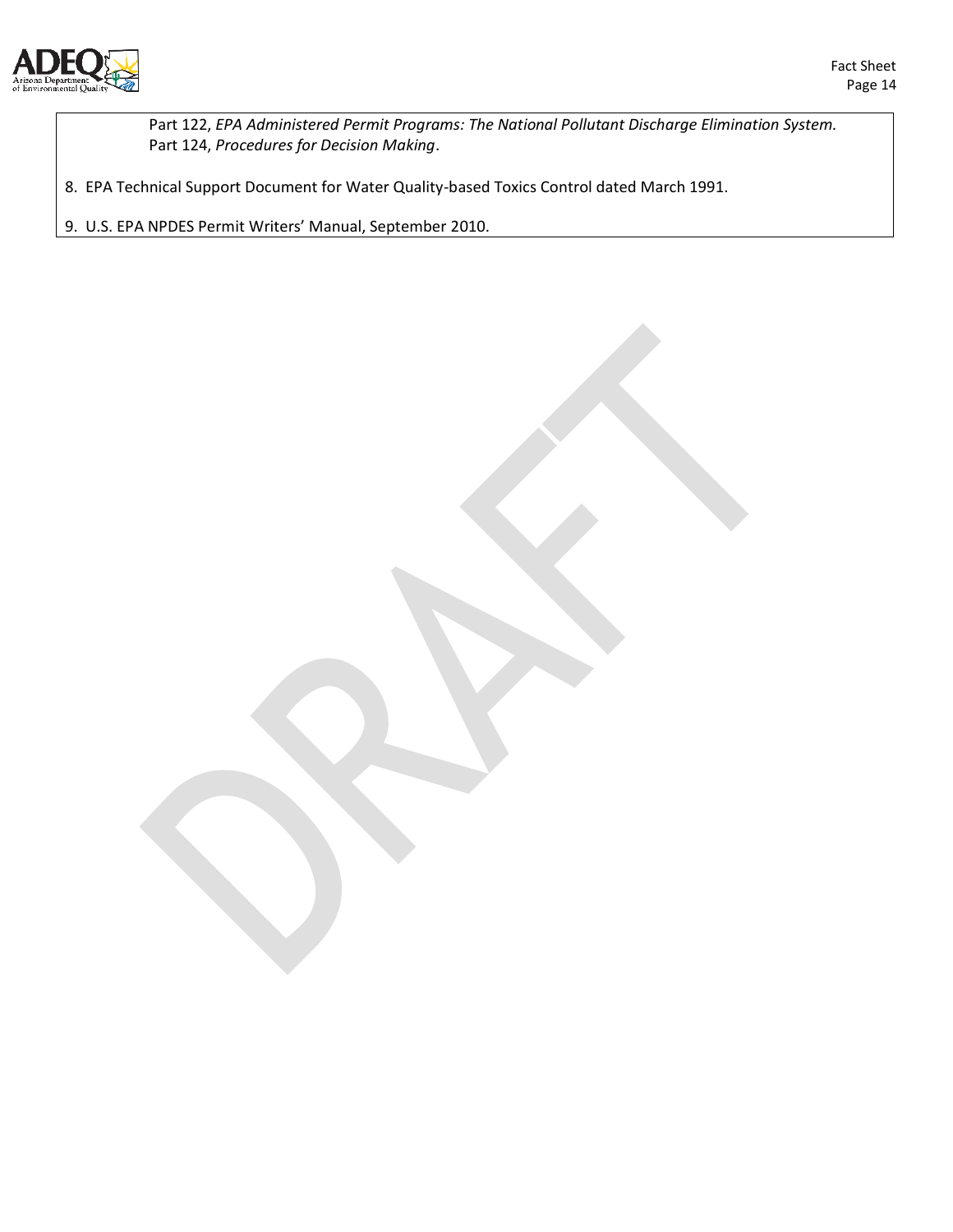Part 122, *EPA Administered Permit Programs: The National Pollutant Discharge Elimination System.*
Part 124, *Procedures for Decision Making*.

8. EPA Technical Support Document for Water Quality-based Toxics Control dated March 1991.

9. U.S. EPA NPDES Permit Writers' Manual, September 2010.